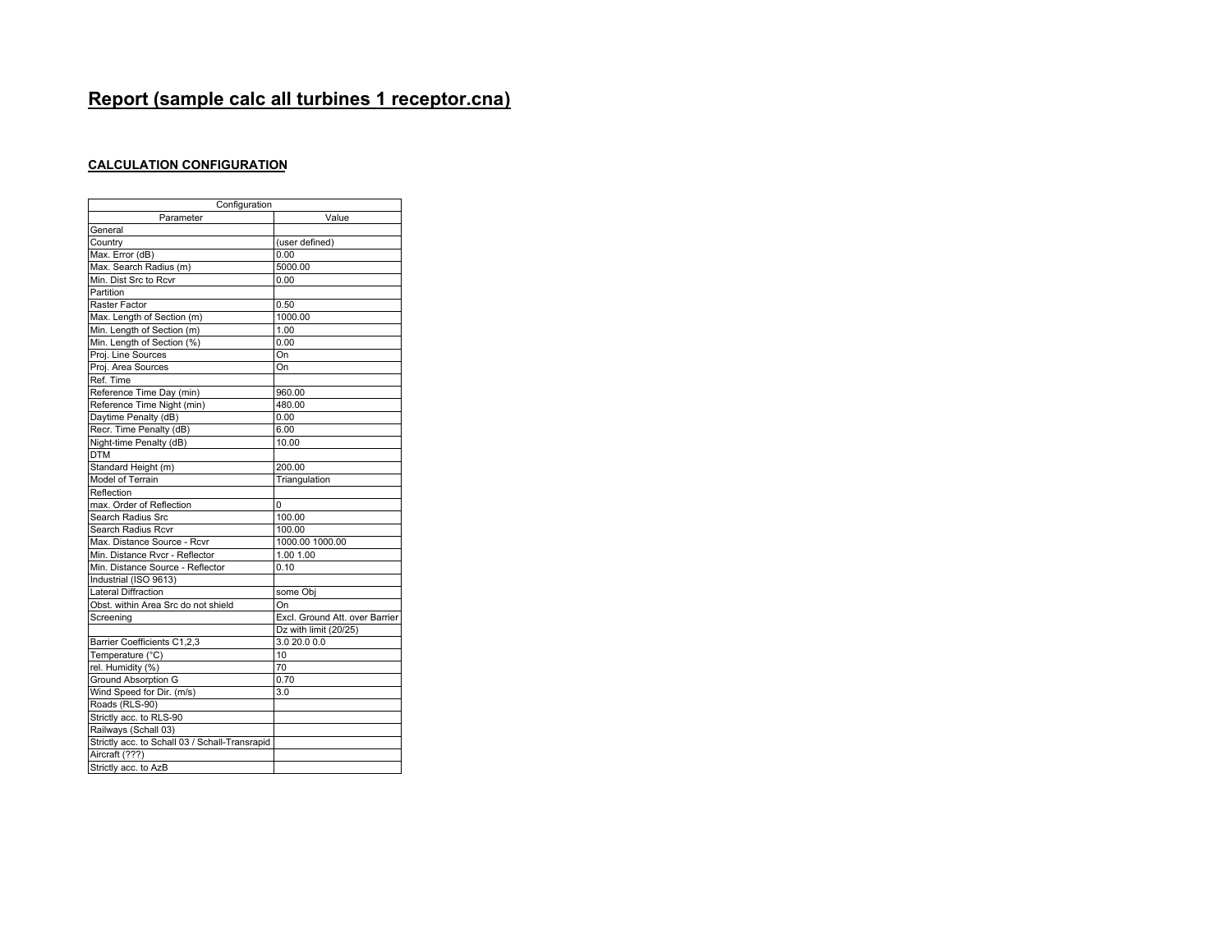# Report (sample calc all turbines 1 receptor.cna)

## CALCULATION CONFIGURATION

| Configuration | |
|---|---|
| Parameter | Value |
| General | |
| Country | (user defined) |
| Max. Error (dB) | 0.00 |
| Max. Search Radius (m) | 5000.00 |
| Min. Dist Src to Rcvr | 0.00 |
| Partition | |
| Raster Factor | 0.50 |
| Max. Length of Section (m) | 1000.00 |
| Min. Length of Section (m) | 1.00 |
| Min. Length of Section (%) | 0.00 |
| Proj. Line Sources | On |
| Proj. Area Sources | On |
| Ref. Time | |
| Reference Time Day (min) | 960.00 |
| Reference Time Night (min) | 480.00 |
| Daytime Penalty (dB) | 0.00 |
| Recr. Time Penalty (dB) | 6.00 |
| Night-time Penalty (dB) | 10.00 |
| DTM | |
| Standard Height (m) | 200.00 |
| Model of Terrain | Triangulation |
| Reflection | |
| max. Order of Reflection | 0 |
| Search Radius Src | 100.00 |
| Search Radius Rcvr | 100.00 |
| Max. Distance Source - Rcvr | 1000.00 1000.00 |
| Min. Distance Rvcr - Reflector | 1.00 1.00 |
| Min. Distance Source - Reflector | 0.10 |
| Industrial (ISO 9613) | |
| Lateral Diffraction | some Obj |
| Obst. within Area Src do not shield | On |
| Screening | Excl. Ground Att. over Barrier |
| | Dz with limit (20/25) |
| Barrier Coefficients C1,2,3 | 3.0 20.0 0.0 |
| Temperature (°C) | 10 |
| rel. Humidity (%) | 70 |
| Ground Absorption G | 0.70 |
| Wind Speed for Dir. (m/s) | 3.0 |
| Roads (RLS-90) | |
| Strictly acc. to RLS-90 | |
| Railways (Schall 03) | |
| Strictly acc. to Schall 03 / Schall-Transrapid | |
| Aircraft (???) | |
| Strictly acc. to AzB | |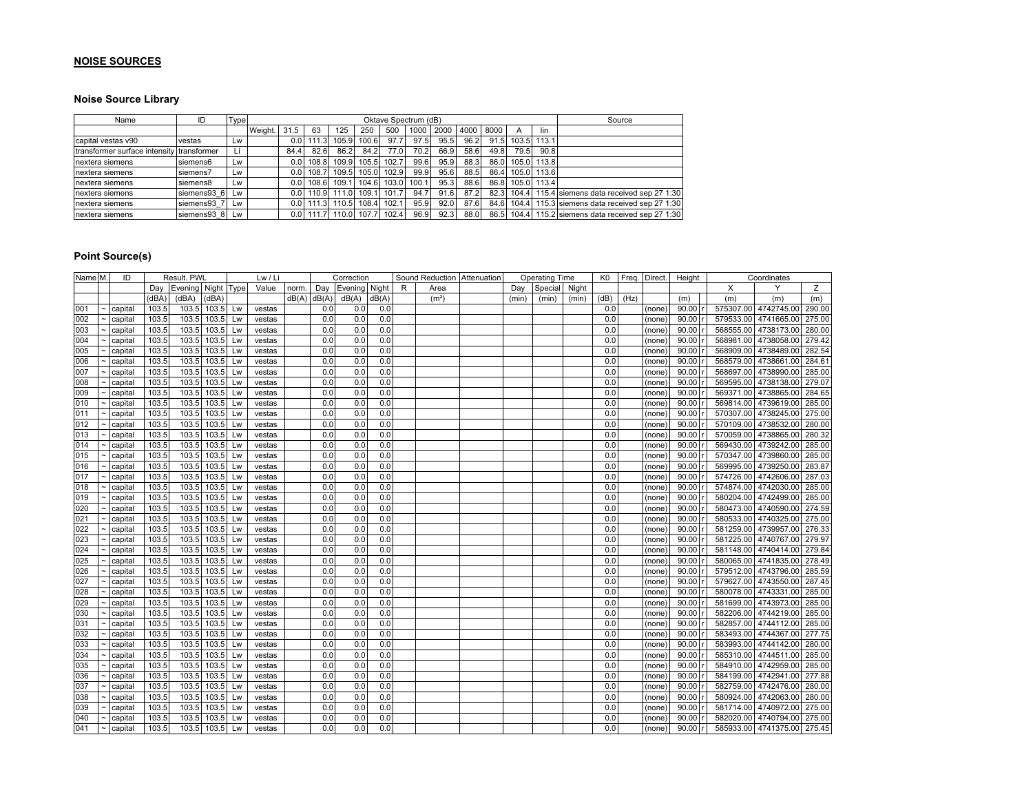## NOISE SOURCES

### Noise Source Library

| Name | ID | Type | Oktave Spectrum (dB) | | | | | | | | | | | | Source |
|---|---|---|---|---|---|---|---|---|---|---|---|---|---|---|---|
| | | | Weight. | 31.5 | 63 | 125 | 250 | 500 | 1000 | 2000 | 4000 | 8000 | A | lin | |
| capital vestas v90 | vestas | Lw | | 0.0 | 111.3 | 105.9 | 100.6 | 97.7 | 97.5 | 95.5 | 96.2 | 91.5 | 103.5 | 113.1 | |
| transformer surface intensity | transformer | Li | | 84.4 | 82.6 | 86.2 | 84.2 | 77.0 | 70.2 | 66.9 | 58.6 | 49.8 | 79.5 | 90.8 | |
| nextera siemens | siemens6 | Lw | | 0.0 | 108.8 | 109.9 | 105.5 | 102.7 | 99.6 | 95.9 | 88.3 | 86.0 | 105.0 | 113.8 | |
| nextera siemens | siemens7 | Lw | | 0.0 | 108.7 | 109.5 | 105.0 | 102.9 | 99.9 | 95.6 | 88.5 | 86.4 | 105.0 | 113.6 | |
| nextera siemens | siemens8 | Lw | | 0.0 | 108.6 | 109.1 | 104.6 | 103.0 | 100.1 | 95.3 | 88.6 | 86.8 | 105.0 | 113.4 | |
| nextera siemens | siemens93_6 | Lw | | 0.0 | 110.9 | 111.0 | 109.1 | 101.7 | 94.7 | 91.6 | 87.2 | 82.3 | 104.4 | 115.4 | siemens data received sep 27 1:30 |
| nextera siemens | siemens93_7 | Lw | | 0.0 | 111.3 | 110.5 | 108.4 | 102.1 | 95.9 | 92.0 | 87.6 | 84.6 | 104.4 | 115.3 | siemens data received sep 27 1:30 |
| nextera siemens | siemens93_8 | Lw | | 0.0 | 111.7 | 110.0 | 107.7 | 102.4 | 96.9 | 92.3 | 88.0 | 86.5 | 104.4 | 115.2 | siemens data received sep 27 1:30 |

### Point Source(s)

| Name | M. | ID | Result. PWL | | | Lw / Li | | | Correction | | | Sound Reduction | | Attenuation | Operating Time | | | K0 | Freq. | Direct. | Height | | Coordinates | | |
|---|---|---|---|---|---|---|---|---|---|---|---|---|---|---|---|---|---|---|---|---|---|---|---|---|---|
| | | | Day | Evening | Night | Type | Value | norm. | Day | Evening | Night | R | Area | | Day | Special | Night | | | | | | X | Y | Z |
| | | | (dBA) | (dBA) | (dBA) | | | dB(A) | dB(A) | dB(A) | dB(A) | | (m²) | | (min) | (min) | (min) | (dB) | (Hz) | | (m) | | (m) | (m) | (m) |
| 001 | ~ | capital | 103.5 | 103.5 | 103.5 | Lw | vestas | | 0.0 | 0.0 | 0.0 | | | | | | | 0.0 | | (none) | 90.00 | r | 575307.00 | 4742745.00 | 290.00 |
| 002 | ~ | capital | 103.5 | 103.5 | 103.5 | Lw | vestas | | 0.0 | 0.0 | 0.0 | | | | | | | 0.0 | | (none) | 90.00 | r | 579533.00 | 4741665.00 | 275.00 |
| 003 | ~ | capital | 103.5 | 103.5 | 103.5 | Lw | vestas | | 0.0 | 0.0 | 0.0 | | | | | | | 0.0 | | (none) | 90.00 | r | 568555.00 | 4738173.00 | 280.00 |
| 004 | ~ | capital | 103.5 | 103.5 | 103.5 | Lw | vestas | | 0.0 | 0.0 | 0.0 | | | | | | | 0.0 | | (none) | 90.00 | r | 568981.00 | 4738058.00 | 279.42 |
| 005 | ~ | capital | 103.5 | 103.5 | 103.5 | Lw | vestas | | 0.0 | 0.0 | 0.0 | | | | | | | 0.0 | | (none) | 90.00 | r | 568909.00 | 4738489.00 | 282.54 |
| 006 | ~ | capital | 103.5 | 103.5 | 103.5 | Lw | vestas | | 0.0 | 0.0 | 0.0 | | | | | | | 0.0 | | (none) | 90.00 | r | 568579.00 | 4738661.00 | 284.61 |
| 007 | ~ | capital | 103.5 | 103.5 | 103.5 | Lw | vestas | | 0.0 | 0.0 | 0.0 | | | | | | | 0.0 | | (none) | 90.00 | r | 568697.00 | 4738990.00 | 285.00 |
| 008 | ~ | capital | 103.5 | 103.5 | 103.5 | Lw | vestas | | 0.0 | 0.0 | 0.0 | | | | | | | 0.0 | | (none) | 90.00 | r | 569595.00 | 4738138.00 | 279.07 |
| 009 | ~ | capital | 103.5 | 103.5 | 103.5 | Lw | vestas | | 0.0 | 0.0 | 0.0 | | | | | | | 0.0 | | (none) | 90.00 | r | 569371.00 | 4738865.00 | 284.65 |
| 010 | ~ | capital | 103.5 | 103.5 | 103.5 | Lw | vestas | | 0.0 | 0.0 | 0.0 | | | | | | | 0.0 | | (none) | 90.00 | r | 569814.00 | 4739619.00 | 285.00 |
| 011 | ~ | capital | 103.5 | 103.5 | 103.5 | Lw | vestas | | 0.0 | 0.0 | 0.0 | | | | | | | 0.0 | | (none) | 90.00 | r | 570307.00 | 4738245.00 | 275.00 |
| 012 | ~ | capital | 103.5 | 103.5 | 103.5 | Lw | vestas | | 0.0 | 0.0 | 0.0 | | | | | | | 0.0 | | (none) | 90.00 | r | 570109.00 | 4738532.00 | 280.00 |
| 013 | ~ | capital | 103.5 | 103.5 | 103.5 | Lw | vestas | | 0.0 | 0.0 | 0.0 | | | | | | | 0.0 | | (none) | 90.00 | r | 570059.00 | 4738865.00 | 280.32 |
| 014 | ~ | capital | 103.5 | 103.5 | 103.5 | Lw | vestas | | 0.0 | 0.0 | 0.0 | | | | | | | 0.0 | | (none) | 90.00 | r | 569430.00 | 4739242.00 | 285.00 |
| 015 | ~ | capital | 103.5 | 103.5 | 103.5 | Lw | vestas | | 0.0 | 0.0 | 0.0 | | | | | | | 0.0 | | (none) | 90.00 | r | 570347.00 | 4739860.00 | 285.00 |
| 016 | ~ | capital | 103.5 | 103.5 | 103.5 | Lw | vestas | | 0.0 | 0.0 | 0.0 | | | | | | | 0.0 | | (none) | 90.00 | r | 569995.00 | 4739250.00 | 283.87 |
| 017 | ~ | capital | 103.5 | 103.5 | 103.5 | Lw | vestas | | 0.0 | 0.0 | 0.0 | | | | | | | 0.0 | | (none) | 90.00 | r | 574726.00 | 4742606.00 | 287.03 |
| 018 | ~ | capital | 103.5 | 103.5 | 103.5 | Lw | vestas | | 0.0 | 0.0 | 0.0 | | | | | | | 0.0 | | (none) | 90.00 | r | 574874.00 | 4742030.00 | 285.00 |
| 019 | ~ | capital | 103.5 | 103.5 | 103.5 | Lw | vestas | | 0.0 | 0.0 | 0.0 | | | | | | | 0.0 | | (none) | 90.00 | r | 580204.00 | 4742499.00 | 285.00 |
| 020 | ~ | capital | 103.5 | 103.5 | 103.5 | Lw | vestas | | 0.0 | 0.0 | 0.0 | | | | | | | 0.0 | | (none) | 90.00 | r | 580473.00 | 4740590.00 | 274.59 |
| 021 | ~ | capital | 103.5 | 103.5 | 103.5 | Lw | vestas | | 0.0 | 0.0 | 0.0 | | | | | | | 0.0 | | (none) | 90.00 | r | 580533.00 | 4740325.00 | 275.00 |
| 022 | ~ | capital | 103.5 | 103.5 | 103.5 | Lw | vestas | | 0.0 | 0.0 | 0.0 | | | | | | | 0.0 | | (none) | 90.00 | r | 581259.00 | 4739957.00 | 276.33 |
| 023 | ~ | capital | 103.5 | 103.5 | 103.5 | Lw | vestas | | 0.0 | 0.0 | 0.0 | | | | | | | 0.0 | | (none) | 90.00 | r | 581225.00 | 4740767.00 | 279.97 |
| 024 | ~ | capital | 103.5 | 103.5 | 103.5 | Lw | vestas | | 0.0 | 0.0 | 0.0 | | | | | | | 0.0 | | (none) | 90.00 | r | 581148.00 | 4740414.00 | 279.84 |
| 025 | ~ | capital | 103.5 | 103.5 | 103.5 | Lw | vestas | | 0.0 | 0.0 | 0.0 | | | | | | | 0.0 | | (none) | 90.00 | r | 580065.00 | 4741835.00 | 278.49 |
| 026 | ~ | capital | 103.5 | 103.5 | 103.5 | Lw | vestas | | 0.0 | 0.0 | 0.0 | | | | | | | 0.0 | | (none) | 90.00 | r | 579512.00 | 4743796.00 | 285.59 |
| 027 | ~ | capital | 103.5 | 103.5 | 103.5 | Lw | vestas | | 0.0 | 0.0 | 0.0 | | | | | | | 0.0 | | (none) | 90.00 | r | 579627.00 | 4743550.00 | 287.45 |
| 028 | ~ | capital | 103.5 | 103.5 | 103.5 | Lw | vestas | | 0.0 | 0.0 | 0.0 | | | | | | | 0.0 | | (none) | 90.00 | r | 580078.00 | 4743331.00 | 285.00 |
| 029 | ~ | capital | 103.5 | 103.5 | 103.5 | Lw | vestas | | 0.0 | 0.0 | 0.0 | | | | | | | 0.0 | | (none) | 90.00 | r | 581699.00 | 4743973.00 | 285.00 |
| 030 | ~ | capital | 103.5 | 103.5 | 103.5 | Lw | vestas | | 0.0 | 0.0 | 0.0 | | | | | | | 0.0 | | (none) | 90.00 | r | 582206.00 | 4744219.00 | 285.00 |
| 031 | ~ | capital | 103.5 | 103.5 | 103.5 | Lw | vestas | | 0.0 | 0.0 | 0.0 | | | | | | | 0.0 | | (none) | 90.00 | r | 582857.00 | 4744112.00 | 285.00 |
| 032 | ~ | capital | 103.5 | 103.5 | 103.5 | Lw | vestas | | 0.0 | 0.0 | 0.0 | | | | | | | 0.0 | | (none) | 90.00 | r | 583493.00 | 4744367.00 | 277.75 |
| 033 | ~ | capital | 103.5 | 103.5 | 103.5 | Lw | vestas | | 0.0 | 0.0 | 0.0 | | | | | | | 0.0 | | (none) | 90.00 | r | 583993.00 | 4744142.00 | 280.00 |
| 034 | ~ | capital | 103.5 | 103.5 | 103.5 | Lw | vestas | | 0.0 | 0.0 | 0.0 | | | | | | | 0.0 | | (none) | 90.00 | r | 585310.00 | 4744511.00 | 285.00 |
| 035 | ~ | capital | 103.5 | 103.5 | 103.5 | Lw | vestas | | 0.0 | 0.0 | 0.0 | | | | | | | 0.0 | | (none) | 90.00 | r | 584910.00 | 4742959.00 | 285.00 |
| 036 | ~ | capital | 103.5 | 103.5 | 103.5 | Lw | vestas | | 0.0 | 0.0 | 0.0 | | | | | | | 0.0 | | (none) | 90.00 | r | 584199.00 | 4742941.00 | 277.88 |
| 037 | ~ | capital | 103.5 | 103.5 | 103.5 | Lw | vestas | | 0.0 | 0.0 | 0.0 | | | | | | | 0.0 | | (none) | 90.00 | r | 582759.00 | 4742476.00 | 280.00 |
| 038 | ~ | capital | 103.5 | 103.5 | 103.5 | Lw | vestas | | 0.0 | 0.0 | 0.0 | | | | | | | 0.0 | | (none) | 90.00 | r | 580924.00 | 4742063.00 | 280.00 |
| 039 | ~ | capital | 103.5 | 103.5 | 103.5 | Lw | vestas | | 0.0 | 0.0 | 0.0 | | | | | | | 0.0 | | (none) | 90.00 | r | 581714.00 | 4740972.00 | 275.00 |
| 040 | ~ | capital | 103.5 | 103.5 | 103.5 | Lw | vestas | | 0.0 | 0.0 | 0.0 | | | | | | | 0.0 | | (none) | 90.00 | r | 582020.00 | 4740794.00 | 275.00 |
| 041 | ~ | capital | 103.5 | 103.5 | 103.5 | Lw | vestas | | 0.0 | 0.0 | 0.0 | | | | | | | 0.0 | | (none) | 90.00 | r | 585933.00 | 4741375.00 | 275.45 |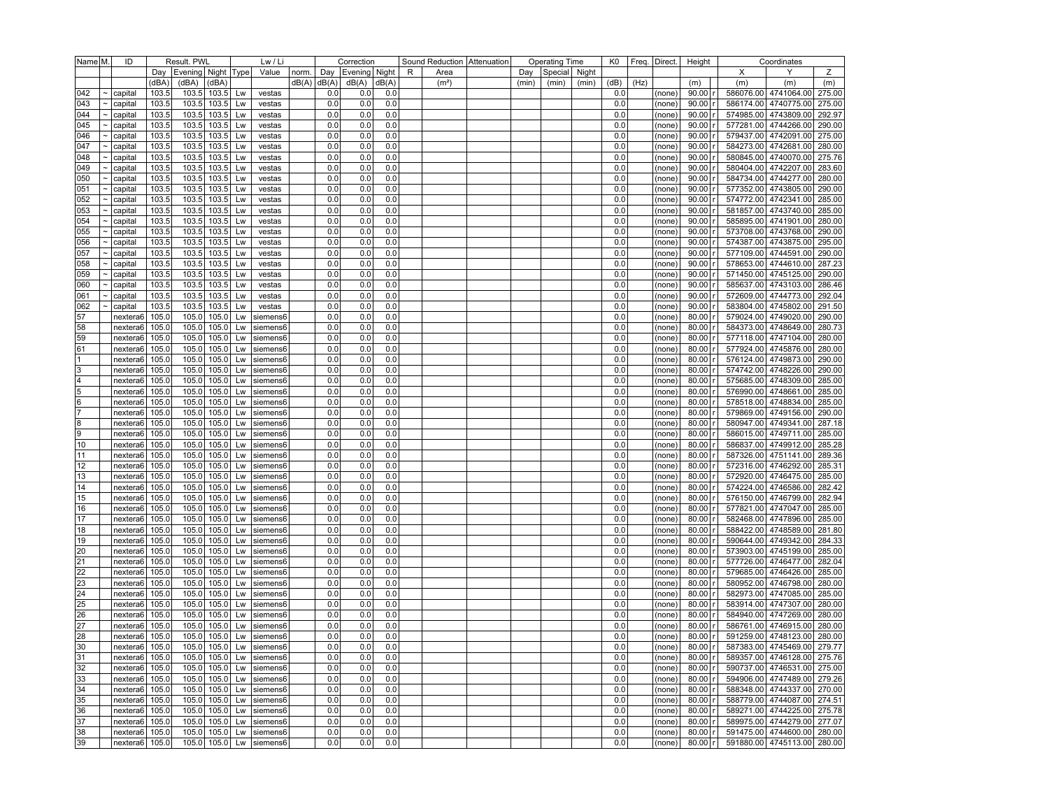| Name | M. | ID | Result. PWL | | | Lw / Li | | | Correction | | | Sound Reduction | | Attenuation | Operating Time | | | K0 | Freq. | Direct. | Height | | Coordinates | | |
|---|---|---|---|---|---|---|---|---|---|---|---|---|---|---|---|---|---|---|---|---|---|---|---|---|---|
| | | | Day | Evening | Night | Type | Value | norm. | Day | Evening | Night | R | Area | | Day | Special | Night | | | | | | X | Y | Z |
| | | | (dBA) | (dBA) | (dBA) | | | dB(A) | dB(A) | dB(A) | dB(A) | | (m²) | | (min) | (min) | (min) | (dB) | (Hz) | | (m) | | (m) | (m) | (m) |
| 042 | ~ | capital | 103.5 | 103.5 | 103.5 | Lw | vestas | | 0.0 | 0.0 | 0.0 | | | | | | | 0.0 | | (none) | 90.00 | r | 586076.00 | 4741064.00 | 275.00 |
| 043 | ~ | capital | 103.5 | 103.5 | 103.5 | Lw | vestas | | 0.0 | 0.0 | 0.0 | | | | | | | 0.0 | | (none) | 90.00 | r | 586174.00 | 4740775.00 | 275.00 |
| 044 | ~ | capital | 103.5 | 103.5 | 103.5 | Lw | vestas | | 0.0 | 0.0 | 0.0 | | | | | | | 0.0 | | (none) | 90.00 | r | 574985.00 | 4743809.00 | 292.97 |
| 045 | ~ | capital | 103.5 | 103.5 | 103.5 | Lw | vestas | | 0.0 | 0.0 | 0.0 | | | | | | | 0.0 | | (none) | 90.00 | r | 577281.00 | 4744266.00 | 290.00 |
| 046 | ~ | capital | 103.5 | 103.5 | 103.5 | Lw | vestas | | 0.0 | 0.0 | 0.0 | | | | | | | 0.0 | | (none) | 90.00 | r | 579437.00 | 4742091.00 | 275.00 |
| 047 | ~ | capital | 103.5 | 103.5 | 103.5 | Lw | vestas | | 0.0 | 0.0 | 0.0 | | | | | | | 0.0 | | (none) | 90.00 | r | 584273.00 | 4742681.00 | 280.00 |
| 048 | ~ | capital | 103.5 | 103.5 | 103.5 | Lw | vestas | | 0.0 | 0.0 | 0.0 | | | | | | | 0.0 | | (none) | 90.00 | r | 580845.00 | 4740070.00 | 275.76 |
| 049 | ~ | capital | 103.5 | 103.5 | 103.5 | Lw | vestas | | 0.0 | 0.0 | 0.0 | | | | | | | 0.0 | | (none) | 90.00 | r | 580404.00 | 4742207.00 | 283.60 |
| 050 | ~ | capital | 103.5 | 103.5 | 103.5 | Lw | vestas | | 0.0 | 0.0 | 0.0 | | | | | | | 0.0 | | (none) | 90.00 | r | 584734.00 | 4744277.00 | 280.00 |
| 051 | ~ | capital | 103.5 | 103.5 | 103.5 | Lw | vestas | | 0.0 | 0.0 | 0.0 | | | | | | | 0.0 | | (none) | 90.00 | r | 577352.00 | 4743805.00 | 290.00 |
| 052 | ~ | capital | 103.5 | 103.5 | 103.5 | Lw | vestas | | 0.0 | 0.0 | 0.0 | | | | | | | 0.0 | | (none) | 90.00 | r | 574772.00 | 4742341.00 | 285.00 |
| 053 | ~ | capital | 103.5 | 103.5 | 103.5 | Lw | vestas | | 0.0 | 0.0 | 0.0 | | | | | | | 0.0 | | (none) | 90.00 | r | 581857.00 | 4743740.00 | 285.00 |
| 054 | ~ | capital | 103.5 | 103.5 | 103.5 | Lw | vestas | | 0.0 | 0.0 | 0.0 | | | | | | | 0.0 | | (none) | 90.00 | r | 585895.00 | 4741901.00 | 280.00 |
| 055 | ~ | capital | 103.5 | 103.5 | 103.5 | Lw | vestas | | 0.0 | 0.0 | 0.0 | | | | | | | 0.0 | | (none) | 90.00 | r | 573708.00 | 4743768.00 | 290.00 |
| 056 | ~ | capital | 103.5 | 103.5 | 103.5 | Lw | vestas | | 0.0 | 0.0 | 0.0 | | | | | | | 0.0 | | (none) | 90.00 | r | 574387.00 | 4743875.00 | 295.00 |
| 057 | ~ | capital | 103.5 | 103.5 | 103.5 | Lw | vestas | | 0.0 | 0.0 | 0.0 | | | | | | | 0.0 | | (none) | 90.00 | r | 577109.00 | 4744591.00 | 290.00 |
| 058 | ~ | capital | 103.5 | 103.5 | 103.5 | Lw | vestas | | 0.0 | 0.0 | 0.0 | | | | | | | 0.0 | | (none) | 90.00 | r | 578653.00 | 4744610.00 | 287.23 |
| 059 | ~ | capital | 103.5 | 103.5 | 103.5 | Lw | vestas | | 0.0 | 0.0 | 0.0 | | | | | | | 0.0 | | (none) | 90.00 | r | 571450.00 | 4745125.00 | 290.00 |
| 060 | ~ | capital | 103.5 | 103.5 | 103.5 | Lw | vestas | | 0.0 | 0.0 | 0.0 | | | | | | | 0.0 | | (none) | 90.00 | r | 585637.00 | 4743103.00 | 286.46 |
| 061 | ~ | capital | 103.5 | 103.5 | 103.5 | Lw | vestas | | 0.0 | 0.0 | 0.0 | | | | | | | 0.0 | | (none) | 90.00 | r | 572609.00 | 4744773.00 | 292.04 |
| 062 | ~ | capital | 103.5 | 103.5 | 103.5 | Lw | vestas | | 0.0 | 0.0 | 0.0 | | | | | | | 0.0 | | (none) | 90.00 | r | 583804.00 | 4745802.00 | 291.50 |
| 57 | | nextera6 | 105.0 | 105.0 | 105.0 | Lw | siemens6 | | 0.0 | 0.0 | 0.0 | | | | | | | 0.0 | | (none) | 80.00 | r | 579024.00 | 4749020.00 | 290.00 |
| 58 | | nextera6 | 105.0 | 105.0 | 105.0 | Lw | siemens6 | | 0.0 | 0.0 | 0.0 | | | | | | | 0.0 | | (none) | 80.00 | r | 584373.00 | 4748649.00 | 280.73 |
| 59 | | nextera6 | 105.0 | 105.0 | 105.0 | Lw | siemens6 | | 0.0 | 0.0 | 0.0 | | | | | | | 0.0 | | (none) | 80.00 | r | 577118.00 | 4747104.00 | 280.00 |
| 61 | | nextera6 | 105.0 | 105.0 | 105.0 | Lw | siemens6 | | 0.0 | 0.0 | 0.0 | | | | | | | 0.0 | | (none) | 80.00 | r | 577924.00 | 4745876.00 | 280.00 |
| 1 | | nextera6 | 105.0 | 105.0 | 105.0 | Lw | siemens6 | | 0.0 | 0.0 | 0.0 | | | | | | | 0.0 | | (none) | 80.00 | r | 576124.00 | 4749873.00 | 290.00 |
| 3 | | nextera6 | 105.0 | 105.0 | 105.0 | Lw | siemens6 | | 0.0 | 0.0 | 0.0 | | | | | | | 0.0 | | (none) | 80.00 | r | 574742.00 | 4748226.00 | 290.00 |
| 4 | | nextera6 | 105.0 | 105.0 | 105.0 | Lw | siemens6 | | 0.0 | 0.0 | 0.0 | | | | | | | 0.0 | | (none) | 80.00 | r | 575685.00 | 4748309.00 | 285.00 |
| 5 | | nextera6 | 105.0 | 105.0 | 105.0 | Lw | siemens6 | | 0.0 | 0.0 | 0.0 | | | | | | | 0.0 | | (none) | 80.00 | r | 576990.00 | 4748661.00 | 285.00 |
| 6 | | nextera6 | 105.0 | 105.0 | 105.0 | Lw | siemens6 | | 0.0 | 0.0 | 0.0 | | | | | | | 0.0 | | (none) | 80.00 | r | 578518.00 | 4748834.00 | 285.00 |
| 7 | | nextera6 | 105.0 | 105.0 | 105.0 | Lw | siemens6 | | 0.0 | 0.0 | 0.0 | | | | | | | 0.0 | | (none) | 80.00 | r | 579869.00 | 4749156.00 | 290.00 |
| 8 | | nextera6 | 105.0 | 105.0 | 105.0 | Lw | siemens6 | | 0.0 | 0.0 | 0.0 | | | | | | | 0.0 | | (none) | 80.00 | r | 580947.00 | 4749341.00 | 287.18 |
| 9 | | nextera6 | 105.0 | 105.0 | 105.0 | Lw | siemens6 | | 0.0 | 0.0 | 0.0 | | | | | | | 0.0 | | (none) | 80.00 | r | 586015.00 | 4749711.00 | 285.00 |
| 10 | | nextera6 | 105.0 | 105.0 | 105.0 | Lw | siemens6 | | 0.0 | 0.0 | 0.0 | | | | | | | 0.0 | | (none) | 80.00 | r | 586837.00 | 4749912.00 | 285.28 |
| 11 | | nextera6 | 105.0 | 105.0 | 105.0 | Lw | siemens6 | | 0.0 | 0.0 | 0.0 | | | | | | | 0.0 | | (none) | 80.00 | r | 587326.00 | 4751141.00 | 289.36 |
| 12 | | nextera6 | 105.0 | 105.0 | 105.0 | Lw | siemens6 | | 0.0 | 0.0 | 0.0 | | | | | | | 0.0 | | (none) | 80.00 | r | 572316.00 | 4746292.00 | 285.31 |
| 13 | | nextera6 | 105.0 | 105.0 | 105.0 | Lw | siemens6 | | 0.0 | 0.0 | 0.0 | | | | | | | 0.0 | | (none) | 80.00 | r | 572920.00 | 4746475.00 | 285.00 |
| 14 | | nextera6 | 105.0 | 105.0 | 105.0 | Lw | siemens6 | | 0.0 | 0.0 | 0.0 | | | | | | | 0.0 | | (none) | 80.00 | r | 574224.00 | 4746586.00 | 282.42 |
| 15 | | nextera6 | 105.0 | 105.0 | 105.0 | Lw | siemens6 | | 0.0 | 0.0 | 0.0 | | | | | | | 0.0 | | (none) | 80.00 | r | 576150.00 | 4746799.00 | 282.94 |
| 16 | | nextera6 | 105.0 | 105.0 | 105.0 | Lw | siemens6 | | 0.0 | 0.0 | 0.0 | | | | | | | 0.0 | | (none) | 80.00 | r | 577821.00 | 4747047.00 | 285.00 |
| 17 | | nextera6 | 105.0 | 105.0 | 105.0 | Lw | siemens6 | | 0.0 | 0.0 | 0.0 | | | | | | | 0.0 | | (none) | 80.00 | r | 582468.00 | 4747896.00 | 285.00 |
| 18 | | nextera6 | 105.0 | 105.0 | 105.0 | Lw | siemens6 | | 0.0 | 0.0 | 0.0 | | | | | | | 0.0 | | (none) | 80.00 | r | 588422.00 | 4748589.00 | 281.80 |
| 19 | | nextera6 | 105.0 | 105.0 | 105.0 | Lw | siemens6 | | 0.0 | 0.0 | 0.0 | | | | | | | 0.0 | | (none) | 80.00 | r | 590644.00 | 4749342.00 | 284.33 |
| 20 | | nextera6 | 105.0 | 105.0 | 105.0 | Lw | siemens6 | | 0.0 | 0.0 | 0.0 | | | | | | | 0.0 | | (none) | 80.00 | r | 573903.00 | 4745199.00 | 285.00 |
| 21 | | nextera6 | 105.0 | 105.0 | 105.0 | Lw | siemens6 | | 0.0 | 0.0 | 0.0 | | | | | | | 0.0 | | (none) | 80.00 | r | 577726.00 | 4746477.00 | 282.04 |
| 22 | | nextera6 | 105.0 | 105.0 | 105.0 | Lw | siemens6 | | 0.0 | 0.0 | 0.0 | | | | | | | 0.0 | | (none) | 80.00 | r | 579685.00 | 4746426.00 | 285.00 |
| 23 | | nextera6 | 105.0 | 105.0 | 105.0 | Lw | siemens6 | | 0.0 | 0.0 | 0.0 | | | | | | | 0.0 | | (none) | 80.00 | r | 580952.00 | 4746798.00 | 280.00 |
| 24 | | nextera6 | 105.0 | 105.0 | 105.0 | Lw | siemens6 | | 0.0 | 0.0 | 0.0 | | | | | | | 0.0 | | (none) | 80.00 | r | 582973.00 | 4747085.00 | 285.00 |
| 25 | | nextera6 | 105.0 | 105.0 | 105.0 | Lw | siemens6 | | 0.0 | 0.0 | 0.0 | | | | | | | 0.0 | | (none) | 80.00 | r | 583914.00 | 4747307.00 | 280.00 |
| 26 | | nextera6 | 105.0 | 105.0 | 105.0 | Lw | siemens6 | | 0.0 | 0.0 | 0.0 | | | | | | | 0.0 | | (none) | 80.00 | r | 584940.00 | 4747269.00 | 280.00 |
| 27 | | nextera6 | 105.0 | 105.0 | 105.0 | Lw | siemens6 | | 0.0 | 0.0 | 0.0 | | | | | | | 0.0 | | (none) | 80.00 | r | 586761.00 | 4746915.00 | 280.00 |
| 28 | | nextera6 | 105.0 | 105.0 | 105.0 | Lw | siemens6 | | 0.0 | 0.0 | 0.0 | | | | | | | 0.0 | | (none) | 80.00 | r | 591259.00 | 4748123.00 | 280.00 |
| 30 | | nextera6 | 105.0 | 105.0 | 105.0 | Lw | siemens6 | | 0.0 | 0.0 | 0.0 | | | | | | | 0.0 | | (none) | 80.00 | r | 587383.00 | 4745469.00 | 279.77 |
| 31 | | nextera6 | 105.0 | 105.0 | 105.0 | Lw | siemens6 | | 0.0 | 0.0 | 0.0 | | | | | | | 0.0 | | (none) | 80.00 | r | 589357.00 | 4746128.00 | 275.76 |
| 32 | | nextera6 | 105.0 | 105.0 | 105.0 | Lw | siemens6 | | 0.0 | 0.0 | 0.0 | | | | | | | 0.0 | | (none) | 80.00 | r | 590737.00 | 4746531.00 | 275.00 |
| 33 | | nextera6 | 105.0 | 105.0 | 105.0 | Lw | siemens6 | | 0.0 | 0.0 | 0.0 | | | | | | | 0.0 | | (none) | 80.00 | r | 594906.00 | 4747489.00 | 279.26 |
| 34 | | nextera6 | 105.0 | 105.0 | 105.0 | Lw | siemens6 | | 0.0 | 0.0 | 0.0 | | | | | | | 0.0 | | (none) | 80.00 | r | 588348.00 | 4744337.00 | 270.00 |
| 35 | | nextera6 | 105.0 | 105.0 | 105.0 | Lw | siemens6 | | 0.0 | 0.0 | 0.0 | | | | | | | 0.0 | | (none) | 80.00 | r | 588779.00 | 4744087.00 | 274.51 |
| 36 | | nextera6 | 105.0 | 105.0 | 105.0 | Lw | siemens6 | | 0.0 | 0.0 | 0.0 | | | | | | | 0.0 | | (none) | 80.00 | r | 589271.00 | 4744225.00 | 275.78 |
| 37 | | nextera6 | 105.0 | 105.0 | 105.0 | Lw | siemens6 | | 0.0 | 0.0 | 0.0 | | | | | | | 0.0 | | (none) | 80.00 | r | 589975.00 | 4744279.00 | 277.07 |
| 38 | | nextera6 | 105.0 | 105.0 | 105.0 | Lw | siemens6 | | 0.0 | 0.0 | 0.0 | | | | | | | 0.0 | | (none) | 80.00 | r | 591475.00 | 4744600.00 | 280.00 |
| 39 | | nextera6 | 105.0 | 105.0 | 105.0 | Lw | siemens6 | | 0.0 | 0.0 | 0.0 | | | | | | | 0.0 | | (none) | 80.00 | r | 591880.00 | 4745113.00 | 280.00 |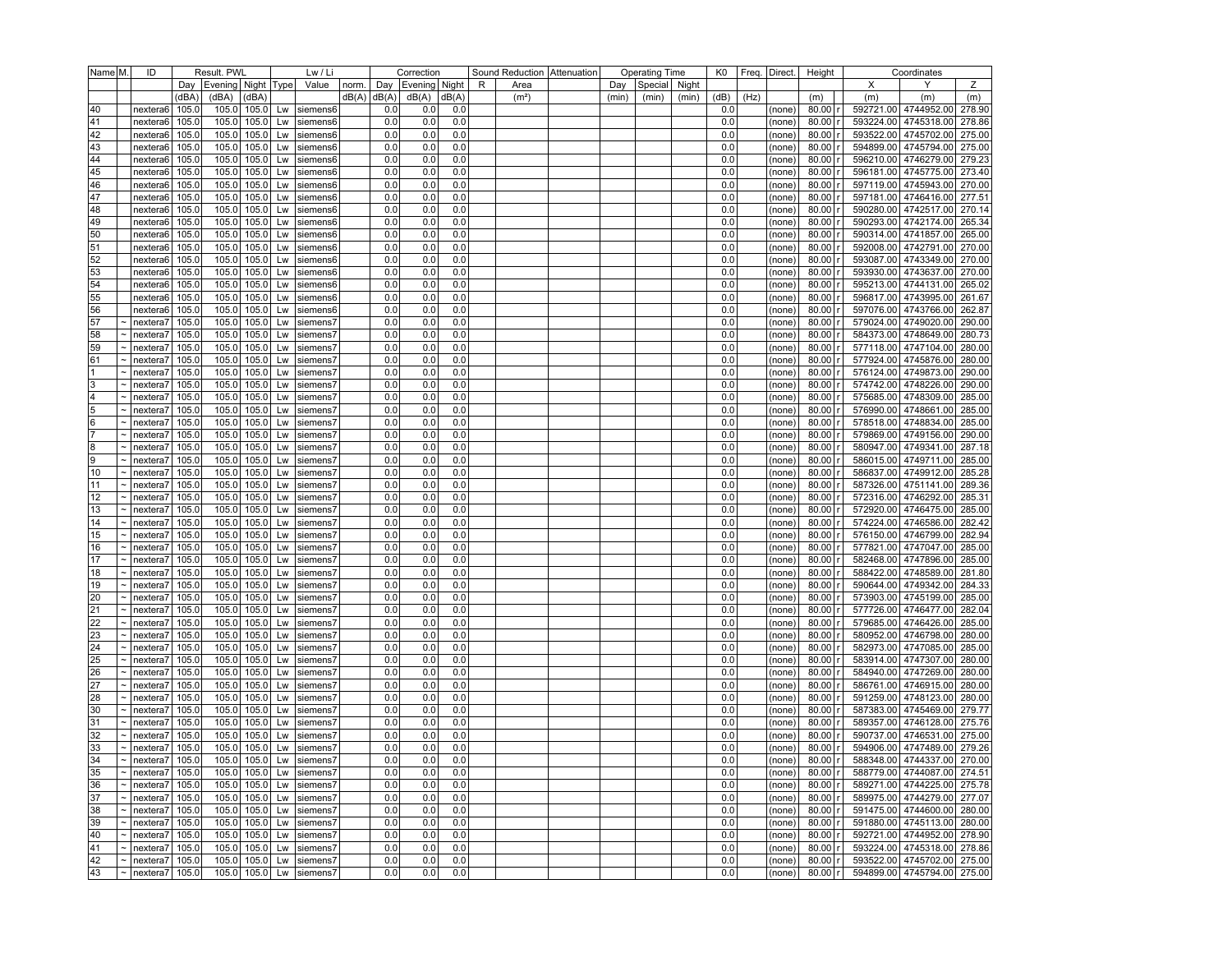| Name | M. | ID | Result. PWL | | | Lw / Li | | | Correction | | | Sound Reduction | | Attenuation | Operating Time | | | K0 | Freq. | Direct. | Height | | Coordinates | | |
|---|---|---|---|---|---|---|---|---|---|---|---|---|---|---|---|---|---|---|---|---|---|---|---|---|---|
| | | | Day | Evening | Night | Type | Value | norm. | Day | Evening | Night | R | Area | | Day | Special | Night | | | | | | X | Y | Z |
| | | | (dBA) | (dBA) | (dBA) | | | dB(A) | dB(A) | dB(A) | dB(A) | | (m²) | | (min) | (min) | (min) | (dB) | (Hz) | | (m) | | (m) | (m) | (m) |
| 40 | | nextera6 | 105.0 | 105.0 | 105.0 | Lw | siemens6 | | 0.0 | 0.0 | 0.0 | | | | | | | 0.0 | | (none) | 80.00 | r | 592721.00 | 4744952.00 | 278.90 |
| 41 | | nextera6 | 105.0 | 105.0 | 105.0 | Lw | siemens6 | | 0.0 | 0.0 | 0.0 | | | | | | | 0.0 | | (none) | 80.00 | r | 593224.00 | 4745318.00 | 278.86 |
| 42 | | nextera6 | 105.0 | 105.0 | 105.0 | Lw | siemens6 | | 0.0 | 0.0 | 0.0 | | | | | | | 0.0 | | (none) | 80.00 | r | 593522.00 | 4745702.00 | 275.00 |
| 43 | | nextera6 | 105.0 | 105.0 | 105.0 | Lw | siemens6 | | 0.0 | 0.0 | 0.0 | | | | | | | 0.0 | | (none) | 80.00 | r | 594899.00 | 4745794.00 | 275.00 |
| 44 | | nextera6 | 105.0 | 105.0 | 105.0 | Lw | siemens6 | | 0.0 | 0.0 | 0.0 | | | | | | | 0.0 | | (none) | 80.00 | r | 596210.00 | 4746279.00 | 279.23 |
| 45 | | nextera6 | 105.0 | 105.0 | 105.0 | Lw | siemens6 | | 0.0 | 0.0 | 0.0 | | | | | | | 0.0 | | (none) | 80.00 | r | 596181.00 | 4745775.00 | 273.40 |
| 46 | | nextera6 | 105.0 | 105.0 | 105.0 | Lw | siemens6 | | 0.0 | 0.0 | 0.0 | | | | | | | 0.0 | | (none) | 80.00 | r | 597119.00 | 4745943.00 | 270.00 |
| 47 | | nextera6 | 105.0 | 105.0 | 105.0 | Lw | siemens6 | | 0.0 | 0.0 | 0.0 | | | | | | | 0.0 | | (none) | 80.00 | r | 597181.00 | 4746416.00 | 277.51 |
| 48 | | nextera6 | 105.0 | 105.0 | 105.0 | Lw | siemens6 | | 0.0 | 0.0 | 0.0 | | | | | | | 0.0 | | (none) | 80.00 | r | 590280.00 | 4742517.00 | 270.14 |
| 49 | | nextera6 | 105.0 | 105.0 | 105.0 | Lw | siemens6 | | 0.0 | 0.0 | 0.0 | | | | | | | 0.0 | | (none) | 80.00 | r | 590293.00 | 4742174.00 | 265.34 |
| 50 | | nextera6 | 105.0 | 105.0 | 105.0 | Lw | siemens6 | | 0.0 | 0.0 | 0.0 | | | | | | | 0.0 | | (none) | 80.00 | r | 590314.00 | 4741857.00 | 265.00 |
| 51 | | nextera6 | 105.0 | 105.0 | 105.0 | Lw | siemens6 | | 0.0 | 0.0 | 0.0 | | | | | | | 0.0 | | (none) | 80.00 | r | 592008.00 | 4742791.00 | 270.00 |
| 52 | | nextera6 | 105.0 | 105.0 | 105.0 | Lw | siemens6 | | 0.0 | 0.0 | 0.0 | | | | | | | 0.0 | | (none) | 80.00 | r | 593087.00 | 4743349.00 | 270.00 |
| 53 | | nextera6 | 105.0 | 105.0 | 105.0 | Lw | siemens6 | | 0.0 | 0.0 | 0.0 | | | | | | | 0.0 | | (none) | 80.00 | r | 593930.00 | 4743637.00 | 270.00 |
| 54 | | nextera6 | 105.0 | 105.0 | 105.0 | Lw | siemens6 | | 0.0 | 0.0 | 0.0 | | | | | | | 0.0 | | (none) | 80.00 | r | 595213.00 | 4744131.00 | 265.02 |
| 55 | | nextera6 | 105.0 | 105.0 | 105.0 | Lw | siemens6 | | 0.0 | 0.0 | 0.0 | | | | | | | 0.0 | | (none) | 80.00 | r | 596817.00 | 4743995.00 | 261.67 |
| 56 | | nextera6 | 105.0 | 105.0 | 105.0 | Lw | siemens6 | | 0.0 | 0.0 | 0.0 | | | | | | | 0.0 | | (none) | 80.00 | r | 597076.00 | 4743766.00 | 262.87 |
| 57 | ~ | nextera7 | 105.0 | 105.0 | 105.0 | Lw | siemens7 | | 0.0 | 0.0 | 0.0 | | | | | | | 0.0 | | (none) | 80.00 | r | 579024.00 | 4749020.00 | 290.00 |
| 58 | ~ | nextera7 | 105.0 | 105.0 | 105.0 | Lw | siemens7 | | 0.0 | 0.0 | 0.0 | | | | | | | 0.0 | | (none) | 80.00 | r | 584373.00 | 4748649.00 | 280.73 |
| 59 | ~ | nextera7 | 105.0 | 105.0 | 105.0 | Lw | siemens7 | | 0.0 | 0.0 | 0.0 | | | | | | | 0.0 | | (none) | 80.00 | r | 577118.00 | 4747104.00 | 280.00 |
| 61 | ~ | nextera7 | 105.0 | 105.0 | 105.0 | Lw | siemens7 | | 0.0 | 0.0 | 0.0 | | | | | | | 0.0 | | (none) | 80.00 | r | 577924.00 | 4745876.00 | 280.00 |
| 1 | ~ | nextera7 | 105.0 | 105.0 | 105.0 | Lw | siemens7 | | 0.0 | 0.0 | 0.0 | | | | | | | 0.0 | | (none) | 80.00 | r | 576124.00 | 4749873.00 | 290.00 |
| 3 | ~ | nextera7 | 105.0 | 105.0 | 105.0 | Lw | siemens7 | | 0.0 | 0.0 | 0.0 | | | | | | | 0.0 | | (none) | 80.00 | r | 574742.00 | 4748226.00 | 290.00 |
| 4 | ~ | nextera7 | 105.0 | 105.0 | 105.0 | Lw | siemens7 | | 0.0 | 0.0 | 0.0 | | | | | | | 0.0 | | (none) | 80.00 | r | 575685.00 | 4748309.00 | 285.00 |
| 5 | ~ | nextera7 | 105.0 | 105.0 | 105.0 | Lw | siemens7 | | 0.0 | 0.0 | 0.0 | | | | | | | 0.0 | | (none) | 80.00 | r | 576990.00 | 4748661.00 | 285.00 |
| 6 | ~ | nextera7 | 105.0 | 105.0 | 105.0 | Lw | siemens7 | | 0.0 | 0.0 | 0.0 | | | | | | | 0.0 | | (none) | 80.00 | r | 578518.00 | 4748834.00 | 285.00 |
| 7 | ~ | nextera7 | 105.0 | 105.0 | 105.0 | Lw | siemens7 | | 0.0 | 0.0 | 0.0 | | | | | | | 0.0 | | (none) | 80.00 | r | 579869.00 | 4749156.00 | 290.00 |
| 8 | ~ | nextera7 | 105.0 | 105.0 | 105.0 | Lw | siemens7 | | 0.0 | 0.0 | 0.0 | | | | | | | 0.0 | | (none) | 80.00 | r | 580947.00 | 4749341.00 | 287.18 |
| 9 | ~ | nextera7 | 105.0 | 105.0 | 105.0 | Lw | siemens7 | | 0.0 | 0.0 | 0.0 | | | | | | | 0.0 | | (none) | 80.00 | r | 586015.00 | 4749711.00 | 285.00 |
| 10 | ~ | nextera7 | 105.0 | 105.0 | 105.0 | Lw | siemens7 | | 0.0 | 0.0 | 0.0 | | | | | | | 0.0 | | (none) | 80.00 | r | 586837.00 | 4749912.00 | 285.28 |
| 11 | ~ | nextera7 | 105.0 | 105.0 | 105.0 | Lw | siemens7 | | 0.0 | 0.0 | 0.0 | | | | | | | 0.0 | | (none) | 80.00 | r | 587326.00 | 4751141.00 | 289.36 |
| 12 | ~ | nextera7 | 105.0 | 105.0 | 105.0 | Lw | siemens7 | | 0.0 | 0.0 | 0.0 | | | | | | | 0.0 | | (none) | 80.00 | r | 572316.00 | 4746292.00 | 285.31 |
| 13 | ~ | nextera7 | 105.0 | 105.0 | 105.0 | Lw | siemens7 | | 0.0 | 0.0 | 0.0 | | | | | | | 0.0 | | (none) | 80.00 | r | 572920.00 | 4746475.00 | 285.00 |
| 14 | ~ | nextera7 | 105.0 | 105.0 | 105.0 | Lw | siemens7 | | 0.0 | 0.0 | 0.0 | | | | | | | 0.0 | | (none) | 80.00 | r | 574224.00 | 4746586.00 | 282.42 |
| 15 | ~ | nextera7 | 105.0 | 105.0 | 105.0 | Lw | siemens7 | | 0.0 | 0.0 | 0.0 | | | | | | | 0.0 | | (none) | 80.00 | r | 576150.00 | 4746799.00 | 282.94 |
| 16 | ~ | nextera7 | 105.0 | 105.0 | 105.0 | Lw | siemens7 | | 0.0 | 0.0 | 0.0 | | | | | | | 0.0 | | (none) | 80.00 | r | 577821.00 | 4747047.00 | 285.00 |
| 17 | ~ | nextera7 | 105.0 | 105.0 | 105.0 | Lw | siemens7 | | 0.0 | 0.0 | 0.0 | | | | | | | 0.0 | | (none) | 80.00 | r | 582468.00 | 4747896.00 | 285.00 |
| 18 | ~ | nextera7 | 105.0 | 105.0 | 105.0 | Lw | siemens7 | | 0.0 | 0.0 | 0.0 | | | | | | | 0.0 | | (none) | 80.00 | r | 588422.00 | 4748589.00 | 281.80 |
| 19 | ~ | nextera7 | 105.0 | 105.0 | 105.0 | Lw | siemens7 | | 0.0 | 0.0 | 0.0 | | | | | | | 0.0 | | (none) | 80.00 | r | 590644.00 | 4749342.00 | 284.33 |
| 20 | ~ | nextera7 | 105.0 | 105.0 | 105.0 | Lw | siemens7 | | 0.0 | 0.0 | 0.0 | | | | | | | 0.0 | | (none) | 80.00 | r | 573903.00 | 4745199.00 | 285.00 |
| 21 | ~ | nextera7 | 105.0 | 105.0 | 105.0 | Lw | siemens7 | | 0.0 | 0.0 | 0.0 | | | | | | | 0.0 | | (none) | 80.00 | r | 577726.00 | 4746477.00 | 282.04 |
| 22 | ~ | nextera7 | 105.0 | 105.0 | 105.0 | Lw | siemens7 | | 0.0 | 0.0 | 0.0 | | | | | | | 0.0 | | (none) | 80.00 | r | 579685.00 | 4746426.00 | 285.00 |
| 23 | ~ | nextera7 | 105.0 | 105.0 | 105.0 | Lw | siemens7 | | 0.0 | 0.0 | 0.0 | | | | | | | 0.0 | | (none) | 80.00 | r | 580952.00 | 4746798.00 | 280.00 |
| 24 | ~ | nextera7 | 105.0 | 105.0 | 105.0 | Lw | siemens7 | | 0.0 | 0.0 | 0.0 | | | | | | | 0.0 | | (none) | 80.00 | r | 582973.00 | 4747085.00 | 285.00 |
| 25 | ~ | nextera7 | 105.0 | 105.0 | 105.0 | Lw | siemens7 | | 0.0 | 0.0 | 0.0 | | | | | | | 0.0 | | (none) | 80.00 | r | 583914.00 | 4747307.00 | 280.00 |
| 26 | ~ | nextera7 | 105.0 | 105.0 | 105.0 | Lw | siemens7 | | 0.0 | 0.0 | 0.0 | | | | | | | 0.0 | | (none) | 80.00 | r | 584940.00 | 4747269.00 | 280.00 |
| 27 | ~ | nextera7 | 105.0 | 105.0 | 105.0 | Lw | siemens7 | | 0.0 | 0.0 | 0.0 | | | | | | | 0.0 | | (none) | 80.00 | r | 586761.00 | 4746915.00 | 280.00 |
| 28 | ~ | nextera7 | 105.0 | 105.0 | 105.0 | Lw | siemens7 | | 0.0 | 0.0 | 0.0 | | | | | | | 0.0 | | (none) | 80.00 | r | 591259.00 | 4748123.00 | 280.00 |
| 30 | ~ | nextera7 | 105.0 | 105.0 | 105.0 | Lw | siemens7 | | 0.0 | 0.0 | 0.0 | | | | | | | 0.0 | | (none) | 80.00 | r | 587383.00 | 4745469.00 | 279.77 |
| 31 | ~ | nextera7 | 105.0 | 105.0 | 105.0 | Lw | siemens7 | | 0.0 | 0.0 | 0.0 | | | | | | | 0.0 | | (none) | 80.00 | r | 589357.00 | 4746128.00 | 275.76 |
| 32 | ~ | nextera7 | 105.0 | 105.0 | 105.0 | Lw | siemens7 | | 0.0 | 0.0 | 0.0 | | | | | | | 0.0 | | (none) | 80.00 | r | 590737.00 | 4746531.00 | 275.00 |
| 33 | ~ | nextera7 | 105.0 | 105.0 | 105.0 | Lw | siemens7 | | 0.0 | 0.0 | 0.0 | | | | | | | 0.0 | | (none) | 80.00 | r | 594906.00 | 4747489.00 | 279.26 |
| 34 | ~ | nextera7 | 105.0 | 105.0 | 105.0 | Lw | siemens7 | | 0.0 | 0.0 | 0.0 | | | | | | | 0.0 | | (none) | 80.00 | r | 588348.00 | 4744337.00 | 270.00 |
| 35 | ~ | nextera7 | 105.0 | 105.0 | 105.0 | Lw | siemens7 | | 0.0 | 0.0 | 0.0 | | | | | | | 0.0 | | (none) | 80.00 | r | 588779.00 | 4744087.00 | 274.51 |
| 36 | ~ | nextera7 | 105.0 | 105.0 | 105.0 | Lw | siemens7 | | 0.0 | 0.0 | 0.0 | | | | | | | 0.0 | | (none) | 80.00 | r | 589271.00 | 4744225.00 | 275.78 |
| 37 | ~ | nextera7 | 105.0 | 105.0 | 105.0 | Lw | siemens7 | | 0.0 | 0.0 | 0.0 | | | | | | | 0.0 | | (none) | 80.00 | r | 589975.00 | 4744279.00 | 277.07 |
| 38 | ~ | nextera7 | 105.0 | 105.0 | 105.0 | Lw | siemens7 | | 0.0 | 0.0 | 0.0 | | | | | | | 0.0 | | (none) | 80.00 | r | 591475.00 | 4744600.00 | 280.00 |
| 39 | ~ | nextera7 | 105.0 | 105.0 | 105.0 | Lw | siemens7 | | 0.0 | 0.0 | 0.0 | | | | | | | 0.0 | | (none) | 80.00 | r | 591880.00 | 4745113.00 | 280.00 |
| 40 | ~ | nextera7 | 105.0 | 105.0 | 105.0 | Lw | siemens7 | | 0.0 | 0.0 | 0.0 | | | | | | | 0.0 | | (none) | 80.00 | r | 592721.00 | 4744952.00 | 278.90 |
| 41 | ~ | nextera7 | 105.0 | 105.0 | 105.0 | Lw | siemens7 | | 0.0 | 0.0 | 0.0 | | | | | | | 0.0 | | (none) | 80.00 | r | 593224.00 | 4745318.00 | 278.86 |
| 42 | ~ | nextera7 | 105.0 | 105.0 | 105.0 | Lw | siemens7 | | 0.0 | 0.0 | 0.0 | | | | | | | 0.0 | | (none) | 80.00 | r | 593522.00 | 4745702.00 | 275.00 |
| 43 | ~ | nextera7 | 105.0 | 105.0 | 105.0 | Lw | siemens7 | | 0.0 | 0.0 | 0.0 | | | | | | | 0.0 | | (none) | 80.00 | r | 594899.00 | 4745794.00 | 275.00 |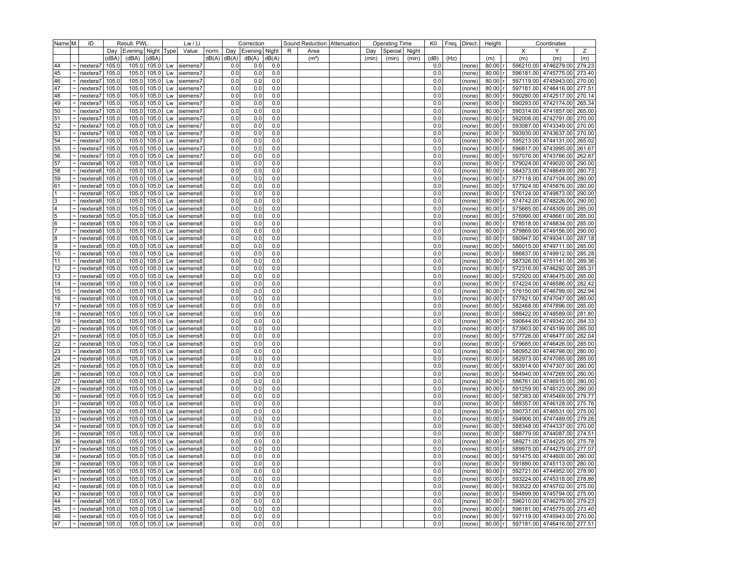| Name | M. | ID | Result. PWL | | | Lw / Li | | | Correction | | | Sound Reduction | | Attenuation | Operating Time | | | K0 | Freq. | Direct. | Height | | Coordinates | | |
|---|---|---|---|---|---|---|---|---|---|---|---|---|---|---|---|---|---|---|---|---|---|---|---|---|---|
| | | | Day | Evening | Night | Type | Value | norm. | Day | Evening | Night | R | Area | | Day | Special | Night | | | | | | X | Y | Z |
| | | | (dBA) | (dBA) | (dBA) | | | dB(A) | dB(A) | dB(A) | dB(A) | | (m²) | | (min) | (min) | (min) | (dB) | (Hz) | | (m) | | (m) | (m) | (m) |
| 44 | ~ | nextera7 | 105.0 | 105.0 | 105.0 | Lw | siemens7 | | 0.0 | 0.0 | 0.0 | | | | | | | 0.0 | | (none) | 80.00 | r | 596210.00 | 4746279.00 | 279.23 |
| 45 | ~ | nextera7 | 105.0 | 105.0 | 105.0 | Lw | siemens7 | | 0.0 | 0.0 | 0.0 | | | | | | | 0.0 | | (none) | 80.00 | r | 596181.00 | 4745775.00 | 273.40 |
| 46 | ~ | nextera7 | 105.0 | 105.0 | 105.0 | Lw | siemens7 | | 0.0 | 0.0 | 0.0 | | | | | | | 0.0 | | (none) | 80.00 | r | 597119.00 | 4745943.00 | 270.00 |
| 47 | ~ | nextera7 | 105.0 | 105.0 | 105.0 | Lw | siemens7 | | 0.0 | 0.0 | 0.0 | | | | | | | 0.0 | | (none) | 80.00 | r | 597181.00 | 4746416.00 | 277.51 |
| 48 | ~ | nextera7 | 105.0 | 105.0 | 105.0 | Lw | siemens7 | | 0.0 | 0.0 | 0.0 | | | | | | | 0.0 | | (none) | 80.00 | r | 590280.00 | 4742517.00 | 270.14 |
| 49 | ~ | nextera7 | 105.0 | 105.0 | 105.0 | Lw | siemens7 | | 0.0 | 0.0 | 0.0 | | | | | | | 0.0 | | (none) | 80.00 | r | 590293.00 | 4742174.00 | 265.34 |
| 50 | ~ | nextera7 | 105.0 | 105.0 | 105.0 | Lw | siemens7 | | 0.0 | 0.0 | 0.0 | | | | | | | 0.0 | | (none) | 80.00 | r | 590314.00 | 4741857.00 | 265.00 |
| 51 | ~ | nextera7 | 105.0 | 105.0 | 105.0 | Lw | siemens7 | | 0.0 | 0.0 | 0.0 | | | | | | | 0.0 | | (none) | 80.00 | r | 592008.00 | 4742791.00 | 270.00 |
| 52 | ~ | nextera7 | 105.0 | 105.0 | 105.0 | Lw | siemens7 | | 0.0 | 0.0 | 0.0 | | | | | | | 0.0 | | (none) | 80.00 | r | 593087.00 | 4743349.00 | 270.00 |
| 53 | ~ | nextera7 | 105.0 | 105.0 | 105.0 | Lw | siemens7 | | 0.0 | 0.0 | 0.0 | | | | | | | 0.0 | | (none) | 80.00 | r | 593930.00 | 4743637.00 | 270.00 |
| 54 | ~ | nextera7 | 105.0 | 105.0 | 105.0 | Lw | siemens7 | | 0.0 | 0.0 | 0.0 | | | | | | | 0.0 | | (none) | 80.00 | r | 595213.00 | 4744131.00 | 265.02 |
| 55 | ~ | nextera7 | 105.0 | 105.0 | 105.0 | Lw | siemens7 | | 0.0 | 0.0 | 0.0 | | | | | | | 0.0 | | (none) | 80.00 | r | 596817.00 | 4743995.00 | 261.67 |
| 56 | ~ | nextera7 | 105.0 | 105.0 | 105.0 | Lw | siemens7 | | 0.0 | 0.0 | 0.0 | | | | | | | 0.0 | | (none) | 80.00 | r | 597076.00 | 4743766.00 | 262.87 |
| 57 | ~ | nextera8 | 105.0 | 105.0 | 105.0 | Lw | siemens8 | | 0.0 | 0.0 | 0.0 | | | | | | | 0.0 | | (none) | 80.00 | r | 579024.00 | 4749020.00 | 290.00 |
| 58 | ~ | nextera8 | 105.0 | 105.0 | 105.0 | Lw | siemens8 | | 0.0 | 0.0 | 0.0 | | | | | | | 0.0 | | (none) | 80.00 | r | 584373.00 | 4748649.00 | 280.73 |
| 59 | ~ | nextera8 | 105.0 | 105.0 | 105.0 | Lw | siemens8 | | 0.0 | 0.0 | 0.0 | | | | | | | 0.0 | | (none) | 80.00 | r | 577118.00 | 4747104.00 | 280.00 |
| 61 | ~ | nextera8 | 105.0 | 105.0 | 105.0 | Lw | siemens8 | | 0.0 | 0.0 | 0.0 | | | | | | | 0.0 | | (none) | 80.00 | r | 577924.00 | 4745876.00 | 280.00 |
| 1 | ~ | nextera8 | 105.0 | 105.0 | 105.0 | Lw | siemens8 | | 0.0 | 0.0 | 0.0 | | | | | | | 0.0 | | (none) | 80.00 | r | 576124.00 | 4749873.00 | 290.00 |
| 3 | ~ | nextera8 | 105.0 | 105.0 | 105.0 | Lw | siemens8 | | 0.0 | 0.0 | 0.0 | | | | | | | 0.0 | | (none) | 80.00 | r | 574742.00 | 4748226.00 | 290.00 |
| 4 | ~ | nextera8 | 105.0 | 105.0 | 105.0 | Lw | siemens8 | | 0.0 | 0.0 | 0.0 | | | | | | | 0.0 | | (none) | 80.00 | r | 575685.00 | 4748309.00 | 285.00 |
| 5 | ~ | nextera8 | 105.0 | 105.0 | 105.0 | Lw | siemens8 | | 0.0 | 0.0 | 0.0 | | | | | | | 0.0 | | (none) | 80.00 | r | 576990.00 | 4748661.00 | 285.00 |
| 6 | ~ | nextera8 | 105.0 | 105.0 | 105.0 | Lw | siemens8 | | 0.0 | 0.0 | 0.0 | | | | | | | 0.0 | | (none) | 80.00 | r | 578518.00 | 4748834.00 | 285.00 |
| 7 | ~ | nextera8 | 105.0 | 105.0 | 105.0 | Lw | siemens8 | | 0.0 | 0.0 | 0.0 | | | | | | | 0.0 | | (none) | 80.00 | r | 579869.00 | 4749156.00 | 290.00 |
| 8 | ~ | nextera8 | 105.0 | 105.0 | 105.0 | Lw | siemens8 | | 0.0 | 0.0 | 0.0 | | | | | | | 0.0 | | (none) | 80.00 | r | 580947.00 | 4749341.00 | 287.18 |
| 9 | ~ | nextera8 | 105.0 | 105.0 | 105.0 | Lw | siemens8 | | 0.0 | 0.0 | 0.0 | | | | | | | 0.0 | | (none) | 80.00 | r | 586015.00 | 4749711.00 | 285.00 |
| 10 | ~ | nextera8 | 105.0 | 105.0 | 105.0 | Lw | siemens8 | | 0.0 | 0.0 | 0.0 | | | | | | | 0.0 | | (none) | 80.00 | r | 586837.00 | 4749912.00 | 285.28 |
| 11 | ~ | nextera8 | 105.0 | 105.0 | 105.0 | Lw | siemens8 | | 0.0 | 0.0 | 0.0 | | | | | | | 0.0 | | (none) | 80.00 | r | 587326.00 | 4751141.00 | 289.36 |
| 12 | ~ | nextera8 | 105.0 | 105.0 | 105.0 | Lw | siemens8 | | 0.0 | 0.0 | 0.0 | | | | | | | 0.0 | | (none) | 80.00 | r | 572316.00 | 4746292.00 | 285.31 |
| 13 | ~ | nextera8 | 105.0 | 105.0 | 105.0 | Lw | siemens8 | | 0.0 | 0.0 | 0.0 | | | | | | | 0.0 | | (none) | 80.00 | r | 572920.00 | 4746475.00 | 285.00 |
| 14 | ~ | nextera8 | 105.0 | 105.0 | 105.0 | Lw | siemens8 | | 0.0 | 0.0 | 0.0 | | | | | | | 0.0 | | (none) | 80.00 | r | 574224.00 | 4746586.00 | 282.42 |
| 15 | ~ | nextera8 | 105.0 | 105.0 | 105.0 | Lw | siemens8 | | 0.0 | 0.0 | 0.0 | | | | | | | 0.0 | | (none) | 80.00 | r | 576150.00 | 4746799.00 | 282.94 |
| 16 | ~ | nextera8 | 105.0 | 105.0 | 105.0 | Lw | siemens8 | | 0.0 | 0.0 | 0.0 | | | | | | | 0.0 | | (none) | 80.00 | r | 577821.00 | 4747047.00 | 285.00 |
| 17 | ~ | nextera8 | 105.0 | 105.0 | 105.0 | Lw | siemens8 | | 0.0 | 0.0 | 0.0 | | | | | | | 0.0 | | (none) | 80.00 | r | 582468.00 | 4747896.00 | 285.00 |
| 18 | ~ | nextera8 | 105.0 | 105.0 | 105.0 | Lw | siemens8 | | 0.0 | 0.0 | 0.0 | | | | | | | 0.0 | | (none) | 80.00 | r | 588422.00 | 4748589.00 | 281.80 |
| 19 | ~ | nextera8 | 105.0 | 105.0 | 105.0 | Lw | siemens8 | | 0.0 | 0.0 | 0.0 | | | | | | | 0.0 | | (none) | 80.00 | r | 590644.00 | 4749342.00 | 284.33 |
| 20 | ~ | nextera8 | 105.0 | 105.0 | 105.0 | Lw | siemens8 | | 0.0 | 0.0 | 0.0 | | | | | | | 0.0 | | (none) | 80.00 | r | 573903.00 | 4745199.00 | 285.00 |
| 21 | ~ | nextera8 | 105.0 | 105.0 | 105.0 | Lw | siemens8 | | 0.0 | 0.0 | 0.0 | | | | | | | 0.0 | | (none) | 80.00 | r | 577726.00 | 4746477.00 | 282.04 |
| 22 | ~ | nextera8 | 105.0 | 105.0 | 105.0 | Lw | siemens8 | | 0.0 | 0.0 | 0.0 | | | | | | | 0.0 | | (none) | 80.00 | r | 579685.00 | 4746426.00 | 285.00 |
| 23 | ~ | nextera8 | 105.0 | 105.0 | 105.0 | Lw | siemens8 | | 0.0 | 0.0 | 0.0 | | | | | | | 0.0 | | (none) | 80.00 | r | 580952.00 | 4746798.00 | 280.00 |
| 24 | ~ | nextera8 | 105.0 | 105.0 | 105.0 | Lw | siemens8 | | 0.0 | 0.0 | 0.0 | | | | | | | 0.0 | | (none) | 80.00 | r | 582973.00 | 4747085.00 | 285.00 |
| 25 | ~ | nextera8 | 105.0 | 105.0 | 105.0 | Lw | siemens8 | | 0.0 | 0.0 | 0.0 | | | | | | | 0.0 | | (none) | 80.00 | r | 583914.00 | 4747307.00 | 280.00 |
| 26 | ~ | nextera8 | 105.0 | 105.0 | 105.0 | Lw | siemens8 | | 0.0 | 0.0 | 0.0 | | | | | | | 0.0 | | (none) | 80.00 | r | 584940.00 | 4747269.00 | 280.00 |
| 27 | ~ | nextera8 | 105.0 | 105.0 | 105.0 | Lw | siemens8 | | 0.0 | 0.0 | 0.0 | | | | | | | 0.0 | | (none) | 80.00 | r | 586761.00 | 4746915.00 | 280.00 |
| 28 | ~ | nextera8 | 105.0 | 105.0 | 105.0 | Lw | siemens8 | | 0.0 | 0.0 | 0.0 | | | | | | | 0.0 | | (none) | 80.00 | r | 591259.00 | 4748123.00 | 280.00 |
| 30 | ~ | nextera8 | 105.0 | 105.0 | 105.0 | Lw | siemens8 | | 0.0 | 0.0 | 0.0 | | | | | | | 0.0 | | (none) | 80.00 | r | 587383.00 | 4745469.00 | 279.77 |
| 31 | ~ | nextera8 | 105.0 | 105.0 | 105.0 | Lw | siemens8 | | 0.0 | 0.0 | 0.0 | | | | | | | 0.0 | | (none) | 80.00 | r | 589357.00 | 4746128.00 | 275.76 |
| 32 | ~ | nextera8 | 105.0 | 105.0 | 105.0 | Lw | siemens8 | | 0.0 | 0.0 | 0.0 | | | | | | | 0.0 | | (none) | 80.00 | r | 590737.00 | 4746531.00 | 275.00 |
| 33 | ~ | nextera8 | 105.0 | 105.0 | 105.0 | Lw | siemens8 | | 0.0 | 0.0 | 0.0 | | | | | | | 0.0 | | (none) | 80.00 | r | 594906.00 | 4747489.00 | 279.26 |
| 34 | ~ | nextera8 | 105.0 | 105.0 | 105.0 | Lw | siemens8 | | 0.0 | 0.0 | 0.0 | | | | | | | 0.0 | | (none) | 80.00 | r | 588348.00 | 4744337.00 | 270.00 |
| 35 | ~ | nextera8 | 105.0 | 105.0 | 105.0 | Lw | siemens8 | | 0.0 | 0.0 | 0.0 | | | | | | | 0.0 | | (none) | 80.00 | r | 588779.00 | 4744087.00 | 274.51 |
| 36 | ~ | nextera8 | 105.0 | 105.0 | 105.0 | Lw | siemens8 | | 0.0 | 0.0 | 0.0 | | | | | | | 0.0 | | (none) | 80.00 | r | 589271.00 | 4744225.00 | 275.78 |
| 37 | ~ | nextera8 | 105.0 | 105.0 | 105.0 | Lw | siemens8 | | 0.0 | 0.0 | 0.0 | | | | | | | 0.0 | | (none) | 80.00 | r | 589975.00 | 4744279.00 | 277.07 |
| 38 | ~ | nextera8 | 105.0 | 105.0 | 105.0 | Lw | siemens8 | | 0.0 | 0.0 | 0.0 | | | | | | | 0.0 | | (none) | 80.00 | r | 591475.00 | 4744600.00 | 280.00 |
| 39 | ~ | nextera8 | 105.0 | 105.0 | 105.0 | Lw | siemens8 | | 0.0 | 0.0 | 0.0 | | | | | | | 0.0 | | (none) | 80.00 | r | 591880.00 | 4745113.00 | 280.00 |
| 40 | ~ | nextera8 | 105.0 | 105.0 | 105.0 | Lw | siemens8 | | 0.0 | 0.0 | 0.0 | | | | | | | 0.0 | | (none) | 80.00 | r | 592721.00 | 4744952.00 | 278.90 |
| 41 | ~ | nextera8 | 105.0 | 105.0 | 105.0 | Lw | siemens8 | | 0.0 | 0.0 | 0.0 | | | | | | | 0.0 | | (none) | 80.00 | r | 593224.00 | 4745318.00 | 278.86 |
| 42 | ~ | nextera8 | 105.0 | 105.0 | 105.0 | Lw | siemens8 | | 0.0 | 0.0 | 0.0 | | | | | | | 0.0 | | (none) | 80.00 | r | 593522.00 | 4745702.00 | 275.00 |
| 43 | ~ | nextera8 | 105.0 | 105.0 | 105.0 | Lw | siemens8 | | 0.0 | 0.0 | 0.0 | | | | | | | 0.0 | | (none) | 80.00 | r | 594899.00 | 4745794.00 | 275.00 |
| 44 | ~ | nextera8 | 105.0 | 105.0 | 105.0 | Lw | siemens8 | | 0.0 | 0.0 | 0.0 | | | | | | | 0.0 | | (none) | 80.00 | r | 596210.00 | 4746279.00 | 279.23 |
| 45 | ~ | nextera8 | 105.0 | 105.0 | 105.0 | Lw | siemens8 | | 0.0 | 0.0 | 0.0 | | | | | | | 0.0 | | (none) | 80.00 | r | 596181.00 | 4745775.00 | 273.40 |
| 46 | ~ | nextera8 | 105.0 | 105.0 | 105.0 | Lw | siemens8 | | 0.0 | 0.0 | 0.0 | | | | | | | 0.0 | | (none) | 80.00 | r | 597119.00 | 4745943.00 | 270.00 |
| 47 | ~ | nextera8 | 105.0 | 105.0 | 105.0 | Lw | siemens8 | | 0.0 | 0.0 | 0.0 | | | | | | | 0.0 | | (none) | 80.00 | r | 597181.00 | 4746416.00 | 277.51 |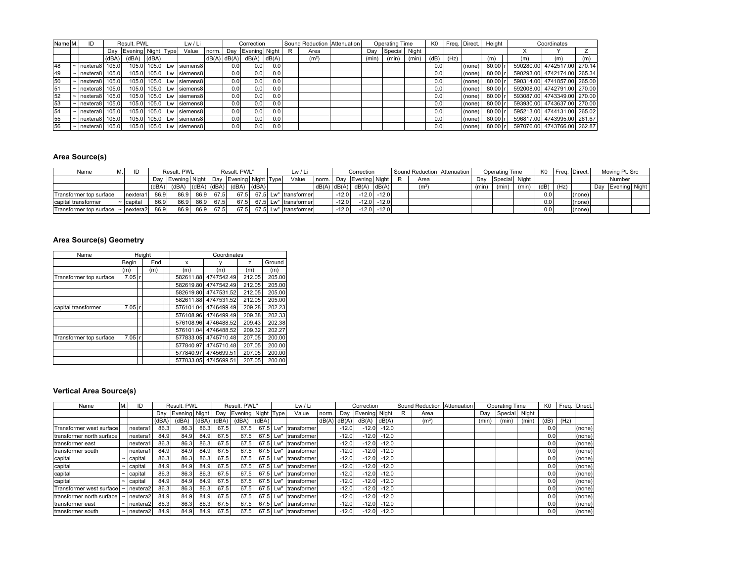| Name | M. | ID | Result. PWL | | | Lw / Li | | | Correction | | | Sound Reduction | | Attenuation | Operating Time | | | K0 | Freq. | Direct. | Height | | Coordinates | | |
|---|---|---|---|---|---|---|---|---|---|---|---|---|---|---|---|---|---|---|---|---|---|---|---|---|---|
| | | | Day | Evening | Night | Type | Value | norm. | Day | Evening | Night | R | Area | | Day | Special | Night | | | | | | X | Y | Z |
| | | | (dBA) | (dBA) | (dBA) | | | dB(A) | dB(A) | dB(A) | dB(A) | | (m²) | | (min) | (min) | (min) | (dB) | (Hz) | | (m) | | (m) | (m) | (m) |
| 48 | ~ | nextera8 | 105.0 | 105.0 | 105.0 | Lw | siemens8 | | 0.0 | 0.0 | 0.0 | | | | | | | 0.0 | | (none) | 80.00 | r | 590280.00 | 4742517.00 | 270.14 |
| 49 | ~ | nextera8 | 105.0 | 105.0 | 105.0 | Lw | siemens8 | | 0.0 | 0.0 | 0.0 | | | | | | | 0.0 | | (none) | 80.00 | r | 590293.00 | 4742174.00 | 265.34 |
| 50 | ~ | nextera8 | 105.0 | 105.0 | 105.0 | Lw | siemens8 | | 0.0 | 0.0 | 0.0 | | | | | | | 0.0 | | (none) | 80.00 | r | 590314.00 | 4741857.00 | 265.00 |
| 51 | ~ | nextera8 | 105.0 | 105.0 | 105.0 | Lw | siemens8 | | 0.0 | 0.0 | 0.0 | | | | | | | 0.0 | | (none) | 80.00 | r | 592008.00 | 4742791.00 | 270.00 |
| 52 | ~ | nextera8 | 105.0 | 105.0 | 105.0 | Lw | siemens8 | | 0.0 | 0.0 | 0.0 | | | | | | | 0.0 | | (none) | 80.00 | r | 593087.00 | 4743349.00 | 270.00 |
| 53 | ~ | nextera8 | 105.0 | 105.0 | 105.0 | Lw | siemens8 | | 0.0 | 0.0 | 0.0 | | | | | | | 0.0 | | (none) | 80.00 | r | 593930.00 | 4743637.00 | 270.00 |
| 54 | ~ | nextera8 | 105.0 | 105.0 | 105.0 | Lw | siemens8 | | 0.0 | 0.0 | 0.0 | | | | | | | 0.0 | | (none) | 80.00 | r | 595213.00 | 4744131.00 | 265.02 |
| 55 | ~ | nextera8 | 105.0 | 105.0 | 105.0 | Lw | siemens8 | | 0.0 | 0.0 | 0.0 | | | | | | | 0.0 | | (none) | 80.00 | r | 596817.00 | 4743995.00 | 261.67 |
| 56 | ~ | nextera8 | 105.0 | 105.0 | 105.0 | Lw | siemens8 | | 0.0 | 0.0 | 0.0 | | | | | | | 0.0 | | (none) | 80.00 | r | 597076.00 | 4743766.00 | 262.87 |

### Area Source(s)

| Name | M. | ID | Result. PWL | | | Result. PWL'' | | | Lw / Li | | | Correction | | | Sound Reduction | | Attenuation | Operating Time | | | K0 | Freq. | Direct. | Moving Pt. Src | | |
|---|---|---|---|---|---|---|---|---|---|---|---|---|---|---|---|---|---|---|---|---|---|---|---|---|---|---|
| | | | Day | Evening | Night | Day | Evening | Night | Type | Value | norm. | Day | Evening | Night | R | Area | | Day | Special | Night | | | | Number | | |
| | | | (dBA) | (dBA) | (dBA) | (dBA) | (dBA) | (dBA) | | | dB(A) | dB(A) | dB(A) | dB(A) | | (m²) | | (min) | (min) | (min) | (dB) | (Hz) | | Day | Evening | Night |
| Transformer top surface | | nextera1 | 86.9 | 86.9 | 86.9 | 67.5 | 67.5 | 67.5 | Lw" | transformer | | -12.0 | -12.0 | -12.0 | | | | | | | 0.0 | | (none) | | | |
| capital transformer | ~ | capital | 86.9 | 86.9 | 86.9 | 67.5 | 67.5 | 67.5 | Lw" | transformer | | -12.0 | -12.0 | -12.0 | | | | | | | 0.0 | | (none) | | | |
| Transformer top surface | ~ | nextera2 | 86.9 | 86.9 | 86.9 | 67.5 | 67.5 | 67.5 | Lw" | transformer | | -12.0 | -12.0 | -12.0 | | | | | | | 0.0 | | (none) | | | |

### Area Source(s) Geometry

| Name | Height | | | Coordinates | | | |
|---|---|---|---|---|---|---|---|
| | Begin | | End | x | y | z | Ground |
| | (m) | | (m) | (m) | (m) | (m) | (m) |
| Transformer top surface | 7.05 | r | | 582611.88 | 4747542.49 | 212.05 | 205.00 |
| | | | | 582619.80 | 4747542.49 | 212.05 | 205.00 |
| | | | | 582619.80 | 4747531.52 | 212.05 | 205.00 |
| | | | | 582611.88 | 4747531.52 | 212.05 | 205.00 |
| capital transformer | 7.05 | r | | 576101.04 | 4746499.49 | 209.28 | 202.23 |
| | | | | 576108.96 | 4746499.49 | 209.38 | 202.33 |
| | | | | 576108.96 | 4746488.52 | 209.43 | 202.38 |
| | | | | 576101.04 | 4746488.52 | 209.32 | 202.27 |
| Transformer top surface | 7.05 | r | | 577833.05 | 4745710.48 | 207.05 | 200.00 |
| | | | | 577840.97 | 4745710.48 | 207.05 | 200.00 |
| | | | | 577840.97 | 4745699.51 | 207.05 | 200.00 |
| | | | | 577833.05 | 4745699.51 | 207.05 | 200.00 |

### Vertical Area Source(s)

| Name | M. | ID | Result. PWL | | | Result. PWL'' | | | Lw / Li | | | Correction | | | Sound Reduction | | Attenuation | Operating Time | | | K0 | Freq. | Direct. |
|---|---|---|---|---|---|---|---|---|---|---|---|---|---|---|---|---|---|---|---|---|---|---|---|
| | | | Day | Evening | Night | Day | Evening | Night | Type | Value | norm. | Day | Evening | Night | R | Area | | Day | Special | Night | | | |
| | | | (dBA) | (dBA) | (dBA) | (dBA) | (dBA) | (dBA) | | | dB(A) | dB(A) | dB(A) | dB(A) | | (m²) | | (min) | (min) | (min) | (dB) | (Hz) | |
| Transformer west surface | | nextera1 | 86.3 | 86.3 | 86.3 | 67.5 | 67.5 | 67.5 | Lw" | transformer | | -12.0 | -12.0 | -12.0 | | | | | | | 0.0 | | (none) |
| transformer north surface | | nextera1 | 84.9 | 84.9 | 84.9 | 67.5 | 67.5 | 67.5 | Lw" | transformer | | -12.0 | -12.0 | -12.0 | | | | | | | 0.0 | | (none) |
| transformer east | | nextera1 | 86.3 | 86.3 | 86.3 | 67.5 | 67.5 | 67.5 | Lw" | transformer | | -12.0 | -12.0 | -12.0 | | | | | | | 0.0 | | (none) |
| transformer south | | nextera1 | 84.9 | 84.9 | 84.9 | 67.5 | 67.5 | 67.5 | Lw" | transformer | | -12.0 | -12.0 | -12.0 | | | | | | | 0.0 | | (none) |
| capital | ~ | capital | 86.3 | 86.3 | 86.3 | 67.5 | 67.5 | 67.5 | Lw" | transformer | | -12.0 | -12.0 | -12.0 | | | | | | | 0.0 | | (none) |
| capital | ~ | capital | 84.9 | 84.9 | 84.9 | 67.5 | 67.5 | 67.5 | Lw" | transformer | | -12.0 | -12.0 | -12.0 | | | | | | | 0.0 | | (none) |
| capital | ~ | capital | 86.3 | 86.3 | 86.3 | 67.5 | 67.5 | 67.5 | Lw" | transformer | | -12.0 | -12.0 | -12.0 | | | | | | | 0.0 | | (none) |
| capital | ~ | capital | 84.9 | 84.9 | 84.9 | 67.5 | 67.5 | 67.5 | Lw" | transformer | | -12.0 | -12.0 | -12.0 | | | | | | | 0.0 | | (none) |
| Transformer west surface | ~ | nextera2 | 86.3 | 86.3 | 86.3 | 67.5 | 67.5 | 67.5 | Lw" | transformer | | -12.0 | -12.0 | -12.0 | | | | | | | 0.0 | | (none) |
| transformer north surface | ~ | nextera2 | 84.9 | 84.9 | 84.9 | 67.5 | 67.5 | 67.5 | Lw" | transformer | | -12.0 | -12.0 | -12.0 | | | | | | | 0.0 | | (none) |
| transformer east | ~ | nextera2 | 86.3 | 86.3 | 86.3 | 67.5 | 67.5 | 67.5 | Lw" | transformer | | -12.0 | -12.0 | -12.0 | | | | | | | 0.0 | | (none) |
| transformer south | ~ | nextera2 | 84.9 | 84.9 | 84.9 | 67.5 | 67.5 | 67.5 | Lw" | transformer | | -12.0 | -12.0 | -12.0 | | | | | | | 0.0 | | (none) |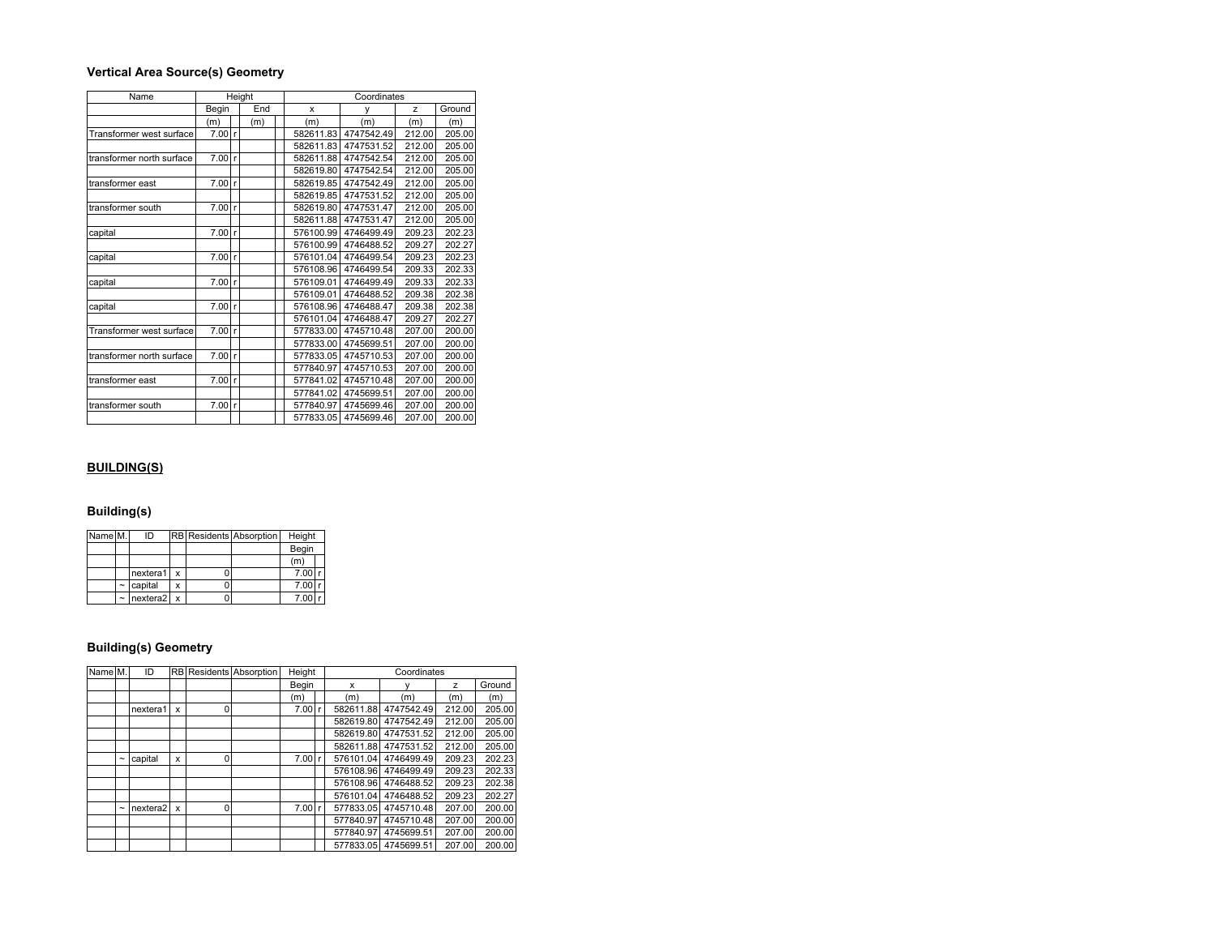### Vertical Area Source(s) Geometry

| Name | Height | | | | Coordinates | | | |
|---|---|---|---|---|---|---|---|---|
| | Begin | | End | | x | y | z | Ground |
| | (m) | | (m) | | (m) | (m) | (m) | (m) |
| Transformer west surface | 7.00 | r | | | 582611.83 | 4747542.49 | 212.00 | 205.00 |
| | | | | | 582611.83 | 4747531.52 | 212.00 | 205.00 |
| transformer north surface | 7.00 | r | | | 582611.88 | 4747542.54 | 212.00 | 205.00 |
| | | | | | 582619.80 | 4747542.54 | 212.00 | 205.00 |
| transformer east | 7.00 | r | | | 582619.85 | 4747542.49 | 212.00 | 205.00 |
| | | | | | 582619.85 | 4747531.52 | 212.00 | 205.00 |
| transformer south | 7.00 | r | | | 582619.80 | 4747531.47 | 212.00 | 205.00 |
| | | | | | 582611.88 | 4747531.47 | 212.00 | 205.00 |
| capital | 7.00 | r | | | 576100.99 | 4746499.49 | 209.23 | 202.23 |
| | | | | | 576100.99 | 4746488.52 | 209.27 | 202.27 |
| capital | 7.00 | r | | | 576101.04 | 4746499.54 | 209.23 | 202.23 |
| | | | | | 576108.96 | 4746499.54 | 209.33 | 202.33 |
| capital | 7.00 | r | | | 576109.01 | 4746499.49 | 209.33 | 202.33 |
| | | | | | 576109.01 | 4746488.52 | 209.38 | 202.38 |
| capital | 7.00 | r | | | 576108.96 | 4746488.47 | 209.38 | 202.38 |
| | | | | | 576101.04 | 4746488.47 | 209.27 | 202.27 |
| Transformer west surface | 7.00 | r | | | 577833.00 | 4745710.48 | 207.00 | 200.00 |
| | | | | | 577833.00 | 4745699.51 | 207.00 | 200.00 |
| transformer north surface | 7.00 | r | | | 577833.05 | 4745710.53 | 207.00 | 200.00 |
| | | | | | 577840.97 | 4745710.53 | 207.00 | 200.00 |
| transformer east | 7.00 | r | | | 577841.02 | 4745710.48 | 207.00 | 200.00 |
| | | | | | 577841.02 | 4745699.51 | 207.00 | 200.00 |
| transformer south | 7.00 | r | | | 577840.97 | 4745699.46 | 207.00 | 200.00 |
| | | | | | 577833.05 | 4745699.46 | 207.00 | 200.00 |

## BUILDING(S)

### Building(s)

| Name | M. | ID | RB | Residents | Absorption | Height | |
|---|---|---|---|---|---|---|---|
| | | | | | | Begin | |
| | | | | | | (m) | |
| | | nextera1 | x | 0 | | 7.00 | r |
| | ~ | capital | x | 0 | | 7.00 | r |
| | ~ | nextera2 | x | 0 | | 7.00 | r |

### Building(s) Geometry

| Name | M. | ID | RB | Residents | Absorption | Height | | Coordinates | | | |
|---|---|---|---|---|---|---|---|---|---|---|---|
| | | | | | | Begin | | x | y | z | Ground |
| | | | | | | (m) | | (m) | (m) | (m) | (m) |
| | | nextera1 | x | 0 | | 7.00 | r | 582611.88 | 4747542.49 | 212.00 | 205.00 |
| | | | | | | | | 582619.80 | 4747542.49 | 212.00 | 205.00 |
| | | | | | | | | 582619.80 | 4747531.52 | 212.00 | 205.00 |
| | | | | | | | | 582611.88 | 4747531.52 | 212.00 | 205.00 |
| | ~ | capital | x | 0 | | 7.00 | r | 576101.04 | 4746499.49 | 209.23 | 202.23 |
| | | | | | | | | 576108.96 | 4746499.49 | 209.23 | 202.33 |
| | | | | | | | | 576108.96 | 4746488.52 | 209.23 | 202.38 |
| | | | | | | | | 576101.04 | 4746488.52 | 209.23 | 202.27 |
| | ~ | nextera2 | x | 0 | | 7.00 | r | 577833.05 | 4745710.48 | 207.00 | 200.00 |
| | | | | | | | | 577840.97 | 4745710.48 | 207.00 | 200.00 |
| | | | | | | | | 577840.97 | 4745699.51 | 207.00 | 200.00 |
| | | | | | | | | 577833.05 | 4745699.51 | 207.00 | 200.00 |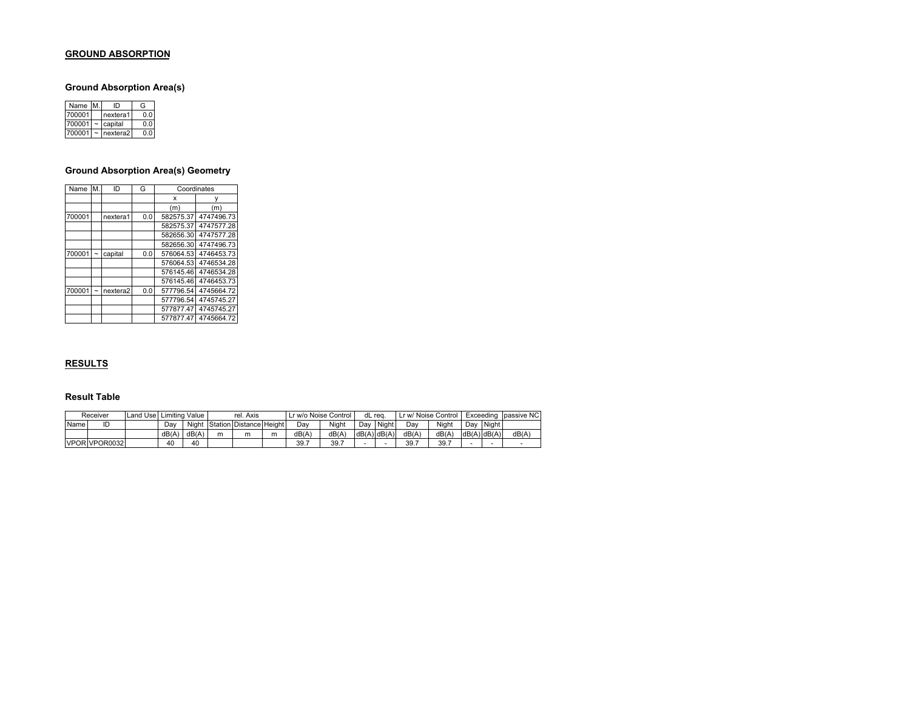## GROUND ABSORPTION

### Ground Absorption Area(s)

| Name | M. | ID | G |
|---|---|---|---|
| 700001 | | nextera1 | 0.0 |
| 700001 | ~ | capital | 0.0 |
| 700001 | ~ | nextera2 | 0.0 |

### Ground Absorption Area(s) Geometry

| Name | M. | ID | G | Coordinates | |
|---|---|---|---|---|---|
| | | | | x | y |
| | | | | (m) | (m) |
| 700001 | | nextera1 | 0.0 | 582575.37 | 4747496.73 |
| | | | | 582575.37 | 4747577.28 |
| | | | | 582656.30 | 4747577.28 |
| | | | | 582656.30 | 4747496.73 |
| 700001 | ~ | capital | 0.0 | 576064.53 | 4746453.73 |
| | | | | 576064.53 | 4746534.28 |
| | | | | 576145.46 | 4746534.28 |
| | | | | 576145.46 | 4746453.73 |
| 700001 | ~ | nextera2 | 0.0 | 577796.54 | 4745664.72 |
| | | | | 577796.54 | 4745745.27 |
| | | | | 577877.47 | 4745745.27 |
| | | | | 577877.47 | 4745664.72 |

## RESULTS

### Result Table

| Receiver | | Land Use | Limiting Value | | rel. Axis | | | Lr w/o Noise Control | | dL req. | | Lr w/ Noise Control | | Exceeding | | passive NC |
|---|---|---|---|---|---|---|---|---|---|---|---|---|---|---|---|---|
| Name | ID | | Day | Night | Station | Distance | Height | Day | Night | Day | Night | Day | Night | Day | Night | |
| | | | dB(A) | dB(A) | m | m | m | dB(A) | dB(A) | dB(A) | dB(A) | dB(A) | dB(A) | dB(A) | dB(A) | dB(A) |
| VPOR | VPOR0032 | | 40 | 40 | | | | 39.7 | 39.7 | - | - | 39.7 | 39.7 | - | - | - |